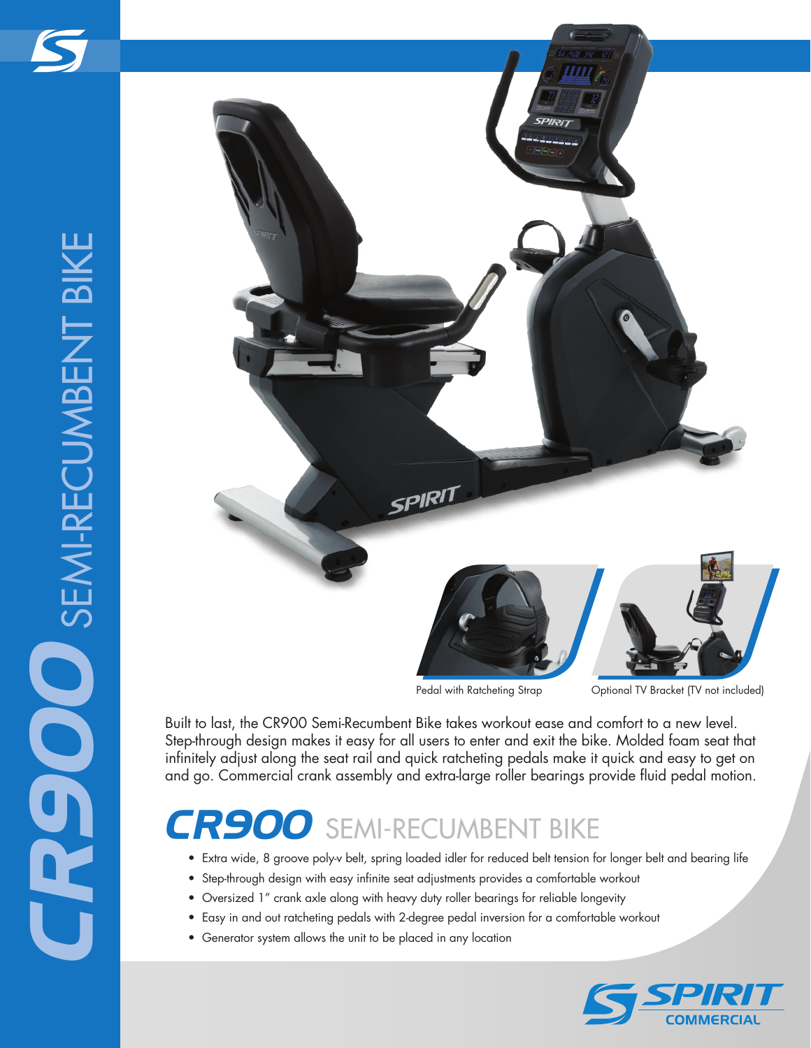# CR900 SEMI-RECUMBENT BIKE

Pedal with Ratcheting Strap

Optional TV Bracket (TV not included)

Built to last, the CR900 Semi-Recumbent Bike takes workout ease and comfort to a new level. Step-through design makes it easy for all users to enter and exit the bike. Molded foam seat that infinitely adjust along the seat rail and quick ratcheting pedals make it quick and easy to get on and go. Commercial crank assembly and extra-large roller bearings provide fluid pedal motion.

## CR900 SEMI-RECUMBENT BIKE

- Extra wide, 8 groove poly-v belt, spring loaded idler for reduced belt tension for longer belt and bearing life
- Step-through design with easy infinite seat adjustments provides a comfortable workout
- Oversized 1" crank axle along with heavy duty roller bearings for reliable longevity
- Easy in and out ratcheting pedals with 2-degree pedal inversion for a comfortable workout
- Generator system allows the unit to be placed in any location

SPIRIT COMMERCIAL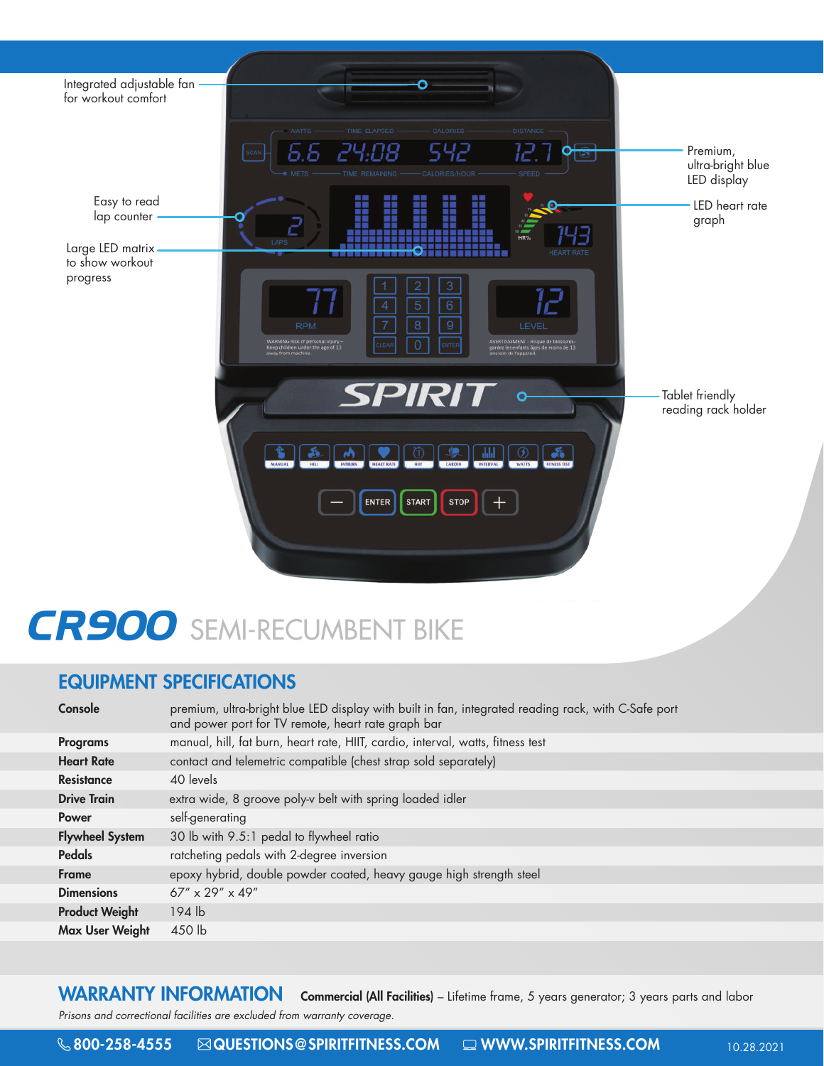Integrated adjustable fan for workout comfort

Easy to read lap counter

Large LED matrix to show workout progress

Premium, ultra-bright blue LED display

LED heart rate graph

Tablet friendly reading rack holder

# CR900 SEMI-RECUMBENT BIKE

## EQUIPMENT SPECIFICATIONS

| | |
|---|---|
| **Console** | premium, ultra-bright blue LED display with built in fan, integrated reading rack, with C-Safe port and power port for TV remote, heart rate graph bar |
| **Programs** | manual, hill, fat burn, heart rate, HIIT, cardio, interval, watts, fitness test |
| **Heart Rate** | contact and telemetric compatible (chest strap sold separately) |
| **Resistance** | 40 levels |
| **Drive Train** | extra wide, 8 groove poly-v belt with spring loaded idler |
| **Power** | self-generating |
| **Flywheel System** | 30 lb with 9.5:1 pedal to flywheel ratio |
| **Pedals** | ratcheting pedals with 2-degree inversion |
| **Frame** | epoxy hybrid, double powder coated, heavy gauge high strength steel |
| **Dimensions** | 67″ x 29″ x 49″ |
| **Product Weight** | 194 lb |
| **Max User Weight** | 450 lb |

## WARRANTY INFORMATION

**Commercial (All Facilities)** – Lifetime frame, 5 years generator; 3 years parts and labor

*Prisons and correctional facilities are excluded from warranty coverage.*

800-258-4555 QUESTIONS@SPIRITFITNESS.COM WWW.SPIRITFITNESS.COM 10.28.2021